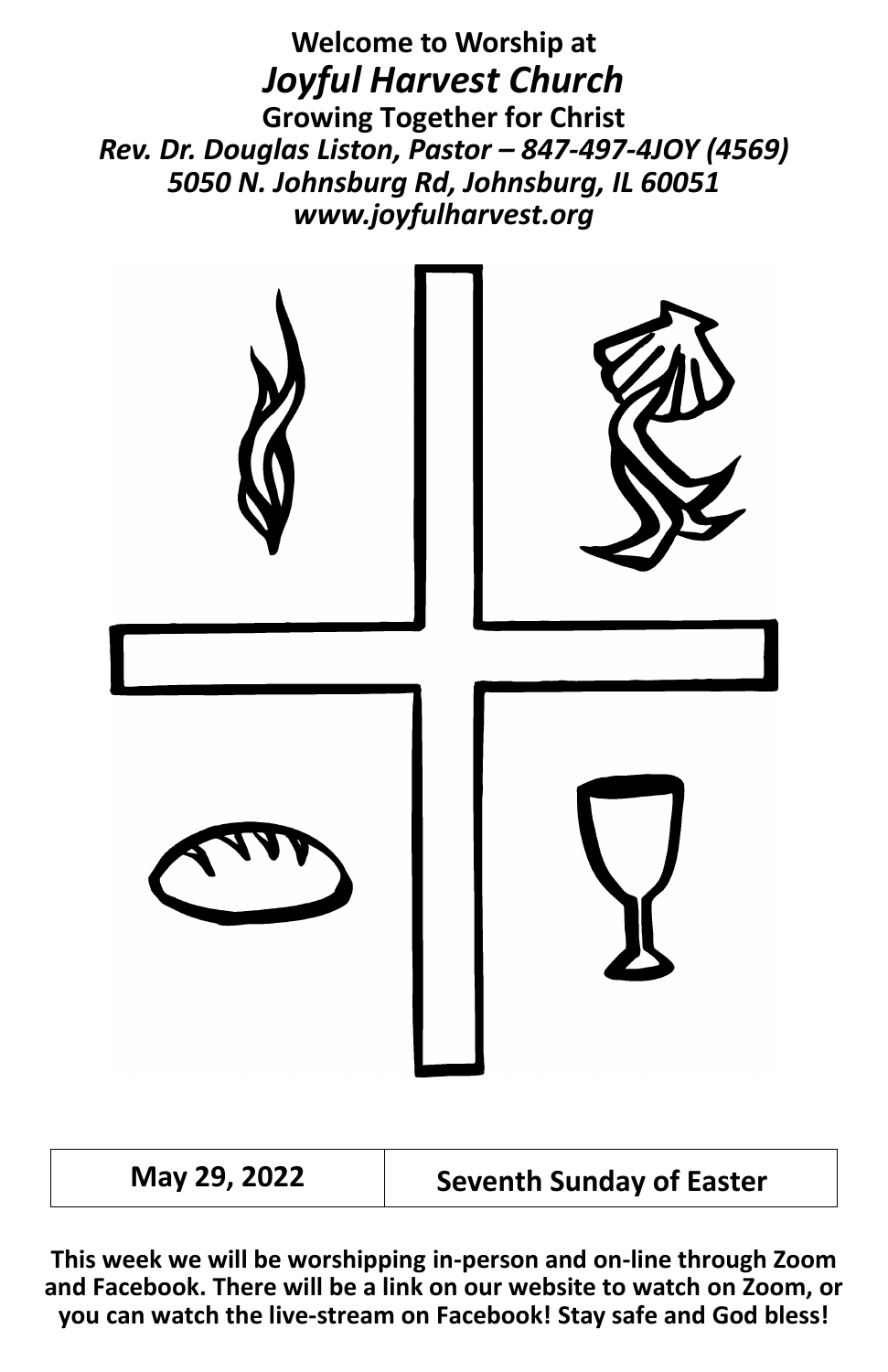**Welcome to Worship at**

# *Joyful Harvest Church*

**Growing Together for Christ**

***Rev. Dr. Douglas Liston, Pastor – 847-497-4JOY (4569)***

***5050 N. Johnsburg Rd, Johnsburg, IL 60051***

***www.joyfulharvest.org***

| May 29, 2022 | Seventh Sunday of Easter |
|---|---|

**This week we will be worshipping in-person and on-line through Zoom and Facebook. There will be a link on our website to watch on Zoom, or you can watch the live-stream on Facebook! Stay safe and God bless!**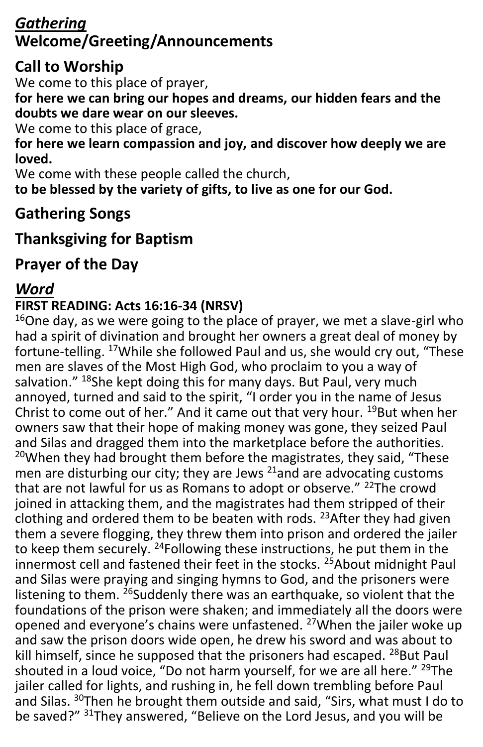## ***Gathering***

## **Welcome/Greeting/Announcements**

## **Call to Worship**

We come to this place of prayer,
**for here we can bring our hopes and dreams, our hidden fears and the doubts we dare wear on our sleeves.**
We come to this place of grace,
**for here we learn compassion and joy, and discover how deeply we are loved.**
We come with these people called the church,
**to be blessed by the variety of gifts, to live as one for our God.**

## **Gathering Songs**

## **Thanksgiving for Baptism**

## **Prayer of the Day**

## ***Word***

**FIRST READING: Acts 16:16-34 (NRSV)**

[16]One day, as we were going to the place of prayer, we met a slave-girl who had a spirit of divination and brought her owners a great deal of money by fortune-telling. [17]While she followed Paul and us, she would cry out, "These men are slaves of the Most High God, who proclaim to you a way of salvation." [18]She kept doing this for many days. But Paul, very much annoyed, turned and said to the spirit, "I order you in the name of Jesus Christ to come out of her." And it came out that very hour. [19]But when her owners saw that their hope of making money was gone, they seized Paul and Silas and dragged them into the marketplace before the authorities. [20]When they had brought them before the magistrates, they said, "These men are disturbing our city; they are Jews [21]and are advocating customs that are not lawful for us as Romans to adopt or observe." [22]The crowd joined in attacking them, and the magistrates had them stripped of their clothing and ordered them to be beaten with rods. [23]After they had given them a severe flogging, they threw them into prison and ordered the jailer to keep them securely. [24]Following these instructions, he put them in the innermost cell and fastened their feet in the stocks. [25]About midnight Paul and Silas were praying and singing hymns to God, and the prisoners were listening to them. [26]Suddenly there was an earthquake, so violent that the foundations of the prison were shaken; and immediately all the doors were opened and everyone's chains were unfastened. [27]When the jailer woke up and saw the prison doors wide open, he drew his sword and was about to kill himself, since he supposed that the prisoners had escaped. [28]But Paul shouted in a loud voice, "Do not harm yourself, for we are all here." [29]The jailer called for lights, and rushing in, he fell down trembling before Paul and Silas. [30]Then he brought them outside and said, "Sirs, what must I do to be saved?" [31]They answered, "Believe on the Lord Jesus, and you will be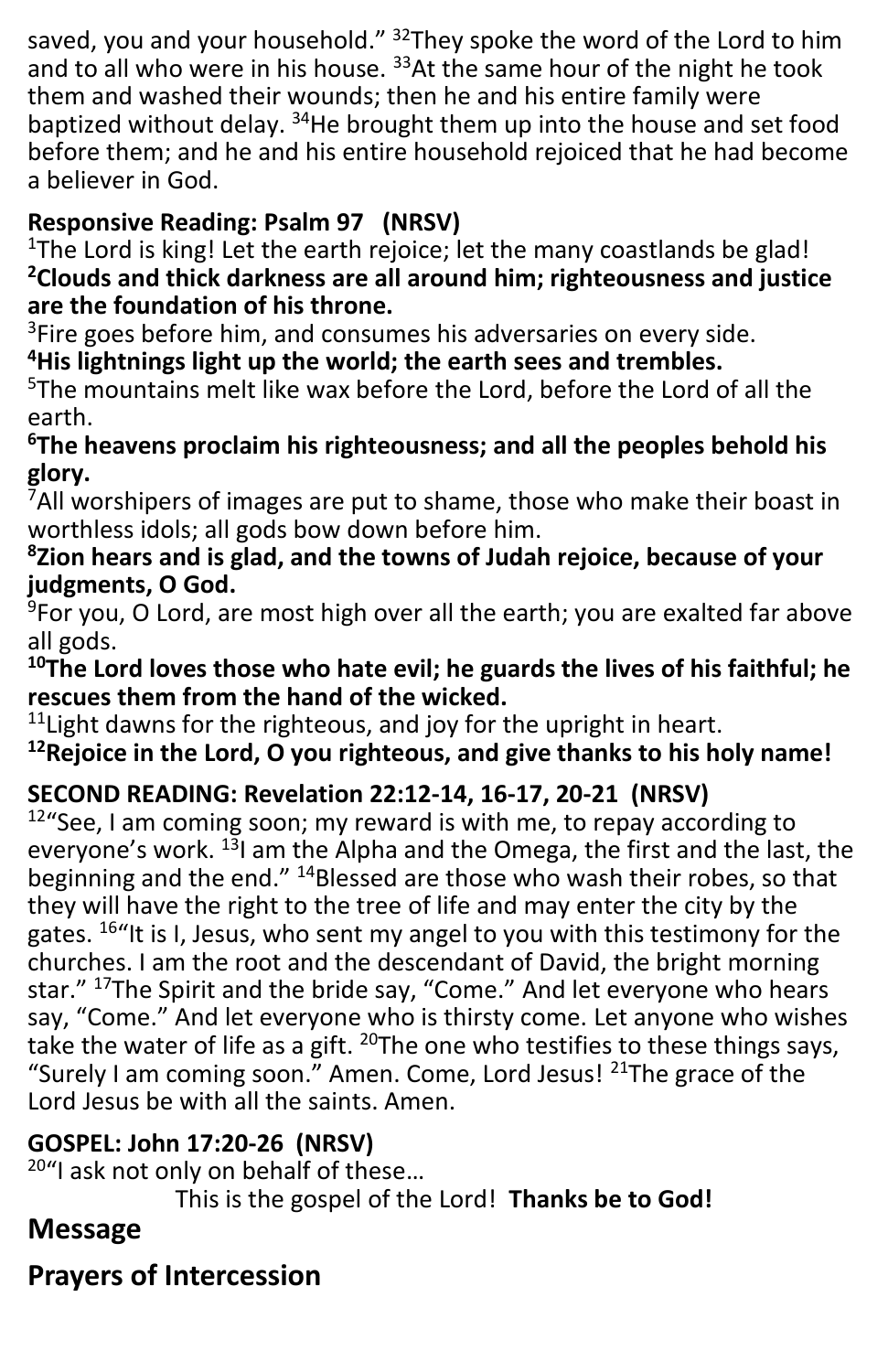saved, you and your household." [32]They spoke the word of the Lord to him and to all who were in his house. [33]At the same hour of the night he took them and washed their wounds; then he and his entire family were baptized without delay. [34]He brought them up into the house and set food before them; and he and his entire household rejoiced that he had become a believer in God.

**Responsive Reading: Psalm 97 (NRSV)**

[1]The Lord is king! Let the earth rejoice; let the many coastlands be glad!
**[2]Clouds and thick darkness are all around him; righteousness and justice are the foundation of his throne.**
[3]Fire goes before him, and consumes his adversaries on every side.
**[4]His lightnings light up the world; the earth sees and trembles.**
[5]The mountains melt like wax before the Lord, before the Lord of all the earth.
**[6]The heavens proclaim his righteousness; and all the peoples behold his glory.**
[7]All worshipers of images are put to shame, those who make their boast in worthless idols; all gods bow down before him.
**[8]Zion hears and is glad, and the towns of Judah rejoice, because of your judgments, O God.**
[9]For you, O Lord, are most high over all the earth; you are exalted far above all gods.
**[10]The Lord loves those who hate evil; he guards the lives of his faithful; he rescues them from the hand of the wicked.**
[11]Light dawns for the righteous, and joy for the upright in heart.
**[12]Rejoice in the Lord, O you righteous, and give thanks to his holy name!**

**SECOND READING: Revelation 22:12-14, 16-17, 20-21 (NRSV)**

[12]"See, I am coming soon; my reward is with me, to repay according to everyone's work. [13]I am the Alpha and the Omega, the first and the last, the beginning and the end." [14]Blessed are those who wash their robes, so that they will have the right to the tree of life and may enter the city by the gates. [16]"It is I, Jesus, who sent my angel to you with this testimony for the churches. I am the root and the descendant of David, the bright morning star." [17]The Spirit and the bride say, "Come." And let everyone who hears say, "Come." And let everyone who is thirsty come. Let anyone who wishes take the water of life as a gift. [20]The one who testifies to these things says, "Surely I am coming soon." Amen. Come, Lord Jesus! [21]The grace of the Lord Jesus be with all the saints. Amen.

**GOSPEL: John 17:20-26 (NRSV)**

[20]"I ask not only on behalf of these…

This is the gospel of the Lord! **Thanks be to God!**

## Message

## Prayers of Intercession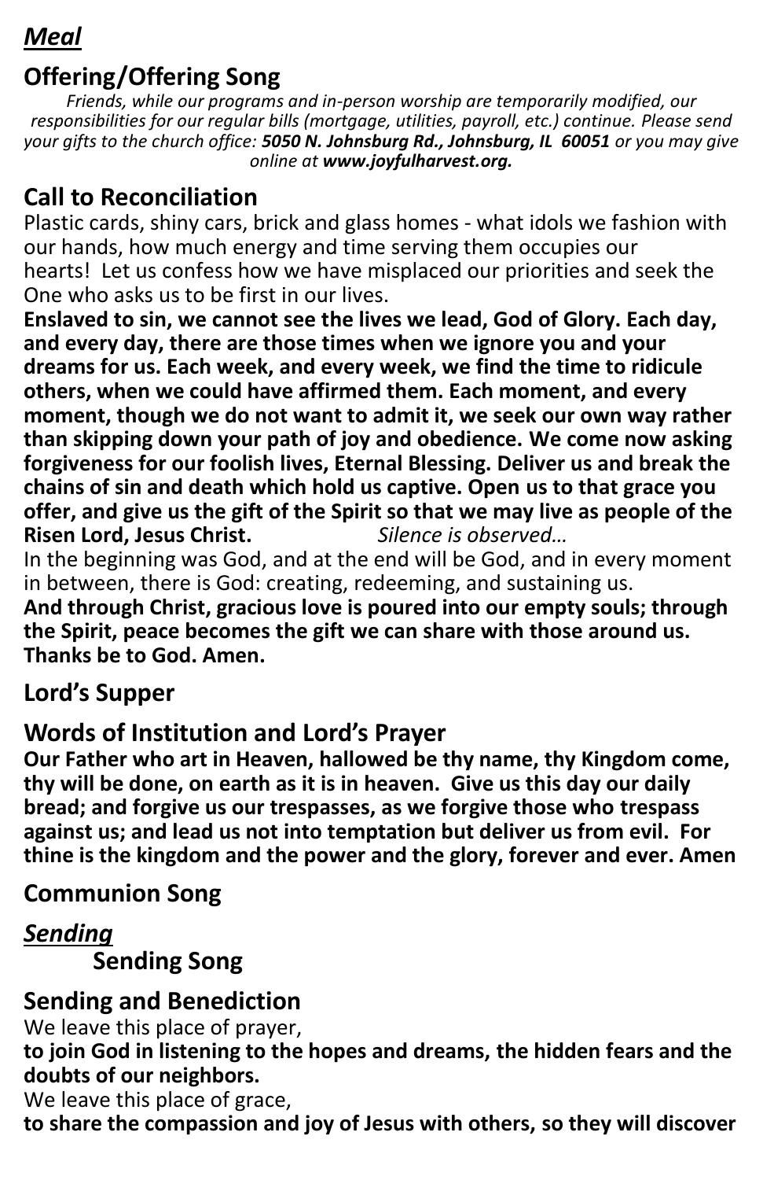## ***Meal***

## Offering/Offering Song

*Friends, while our programs and in-person worship are temporarily modified, our responsibilities for our regular bills (mortgage, utilities, payroll, etc.) continue. Please send your gifts to the church office: **5050 N. Johnsburg Rd., Johnsburg, IL 60051** or you may give online at **www.joyfulharvest.org.***

## Call to Reconciliation

Plastic cards, shiny cars, brick and glass homes - what idols we fashion with our hands, how much energy and time serving them occupies our hearts! Let us confess how we have misplaced our priorities and seek the One who asks us to be first in our lives.

**Enslaved to sin, we cannot see the lives we lead, God of Glory. Each day, and every day, there are those times when we ignore you and your dreams for us. Each week, and every week, we find the time to ridicule others, when we could have affirmed them. Each moment, and every moment, though we do not want to admit it, we seek our own way rather than skipping down your path of joy and obedience. We come now asking forgiveness for our foolish lives, Eternal Blessing. Deliver us and break the chains of sin and death which hold us captive. Open us to that grace you offer, and give us the gift of the Spirit so that we may live as people of the Risen Lord, Jesus Christ.** *Silence is observed…*

In the beginning was God, and at the end will be God, and in every moment in between, there is God: creating, redeeming, and sustaining us.

**And through Christ, gracious love is poured into our empty souls; through the Spirit, peace becomes the gift we can share with those around us. Thanks be to God. Amen.**

## Lord's Supper

## Words of Institution and Lord's Prayer

**Our Father who art in Heaven, hallowed be thy name, thy Kingdom come, thy will be done, on earth as it is in heaven. Give us this day our daily bread; and forgive us our trespasses, as we forgive those who trespass against us; and lead us not into temptation but deliver us from evil. For thine is the kingdom and the power and the glory, forever and ever. Amen**

## Communion Song

## ***Sending***

### Sending Song

## Sending and Benediction

We leave this place of prayer,

**to join God in listening to the hopes and dreams, the hidden fears and the doubts of our neighbors.**

We leave this place of grace,

**to share the compassion and joy of Jesus with others, so they will discover**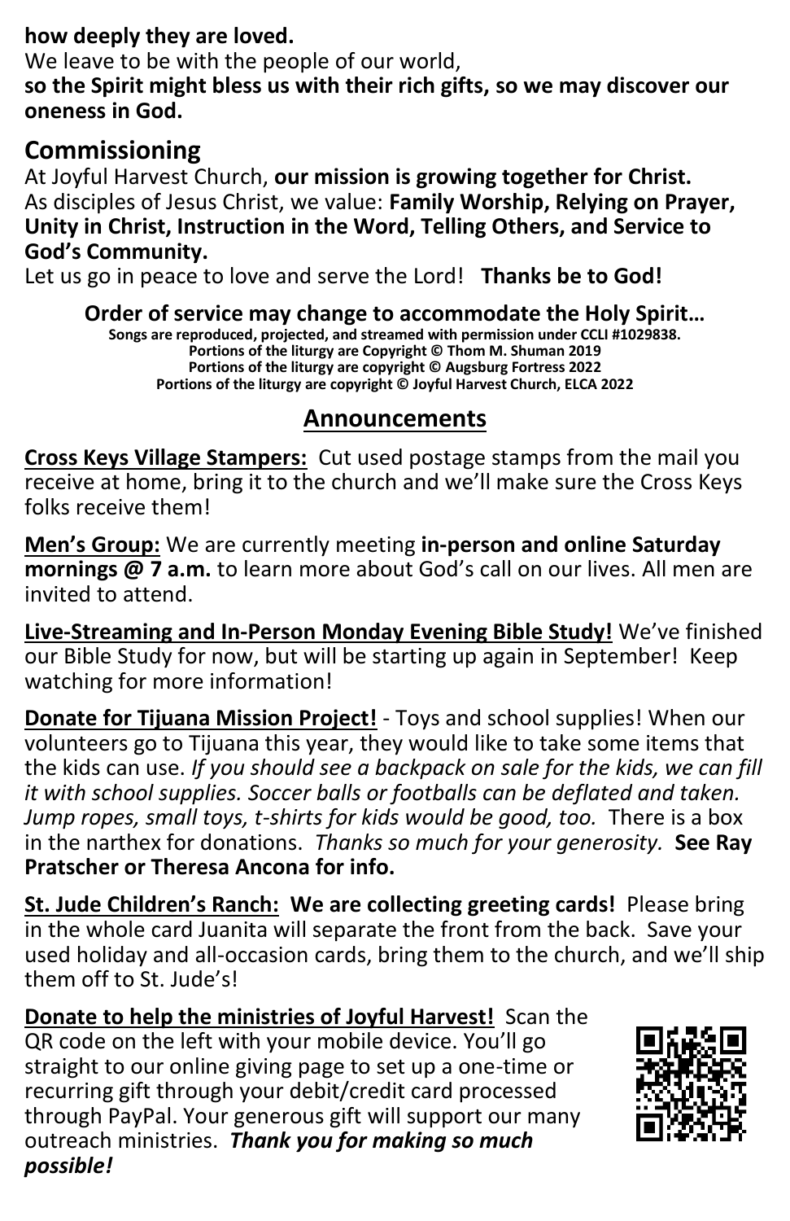**how deeply they are loved.**

We leave to be with the people of our world,

**so the Spirit might bless us with their rich gifts, so we may discover our oneness in God.**

## Commissioning

At Joyful Harvest Church, **our mission is growing together for Christ.**

As disciples of Jesus Christ, we value: **Family Worship, Relying on Prayer, Unity in Christ, Instruction in the Word, Telling Others, and Service to God's Community.**

Let us go in peace to love and serve the Lord! **Thanks be to God!**

**Order of service may change to accommodate the Holy Spirit…**

**Songs are reproduced, projected, and streamed with permission under CCLI #1029838.**
**Portions of the liturgy are Copyright © Thom M. Shuman 2019**
**Portions of the liturgy are copyright © Augsburg Fortress 2022**
**Portions of the liturgy are copyright © Joyful Harvest Church, ELCA 2022**

## Announcements

**Cross Keys Village Stampers:** Cut used postage stamps from the mail you receive at home, bring it to the church and we'll make sure the Cross Keys folks receive them!

**Men's Group:** We are currently meeting **in-person and online Saturday mornings @ 7 a.m.** to learn more about God's call on our lives. All men are invited to attend.

**Live-Streaming and In-Person Monday Evening Bible Study!** We've finished our Bible Study for now, but will be starting up again in September! Keep watching for more information!

**Donate for Tijuana Mission Project!** - Toys and school supplies! When our volunteers go to Tijuana this year, they would like to take some items that the kids can use. *If you should see a backpack on sale for the kids, we can fill it with school supplies. Soccer balls or footballs can be deflated and taken. Jump ropes, small toys, t-shirts for kids would be good, too.* There is a box in the narthex for donations. *Thanks so much for your generosity.* **See Ray Pratscher or Theresa Ancona for info.**

**St. Jude Children's Ranch: We are collecting greeting cards!** Please bring in the whole card Juanita will separate the front from the back. Save your used holiday and all-occasion cards, bring them to the church, and we'll ship them off to St. Jude's!

**Donate to help the ministries of Joyful Harvest!** Scan the QR code on the left with your mobile device. You'll go straight to our online giving page to set up a one-time or recurring gift through your debit/credit card processed through PayPal. Your generous gift will support our many outreach ministries. ***Thank you for making so much possible!***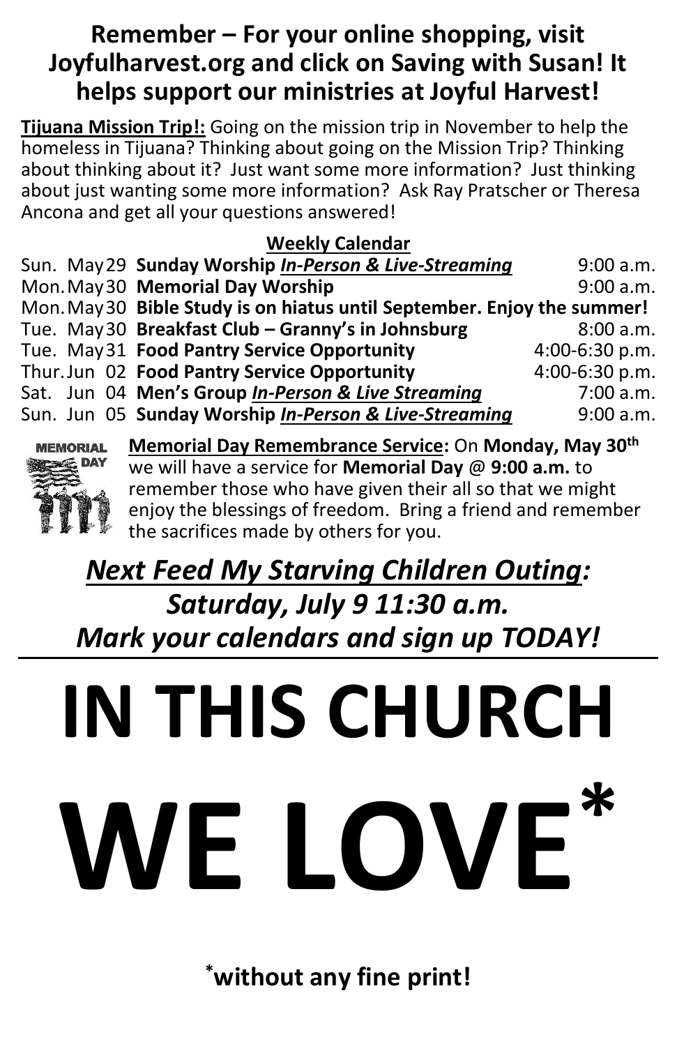## Remember – For your online shopping, visit Joyfulharvest.org and click on Saving with Susan! It helps support our ministries at Joyful Harvest!

**Tijuana Mission Trip!:** Going on the mission trip in November to help the homeless in Tijuana? Thinking about going on the Mission Trip? Thinking about thinking about it? Just want some more information? Just thinking about just wanting some more information? Ask Ray Pratscher or Theresa Ancona and get all your questions answered!

**Weekly Calendar**

| | | | |
|---|---|---|---|
| Sun. | May 29 | **Sunday Worship *In-Person & Live-Streaming*** | 9:00 a.m. |
| Mon. | May 30 | **Memorial Day Worship** | 9:00 a.m. |
| Mon. | May 30 | **Bible Study is on hiatus until September. Enjoy the summer!** | |
| Tue. | May 30 | **Breakfast Club – Granny's in Johnsburg** | 8:00 a.m. |
| Tue. | May 31 | **Food Pantry Service Opportunity** | 4:00-6:30 p.m. |
| Thur. | Jun 02 | **Food Pantry Service Opportunity** | 4:00-6:30 p.m. |
| Sat. | Jun 04 | **Men's Group *In-Person & Live Streaming*** | 7:00 a.m. |
| Sun. | Jun 05 | **Sunday Worship *In-Person & Live-Streaming*** | 9:00 a.m. |

**Memorial Day Remembrance Service:** On **Monday, May 30th** we will have a service for **Memorial Day** @ **9:00 a.m.** to remember those who have given their all so that we might enjoy the blessings of freedom. Bring a friend and remember the sacrifices made by others for you.

## *Next Feed My Starving Children Outing: Saturday, July 9 11:30 a.m. Mark your calendars and sign up TODAY!*

---

# IN THIS CHURCH WE LOVE*

**\*without any fine print!**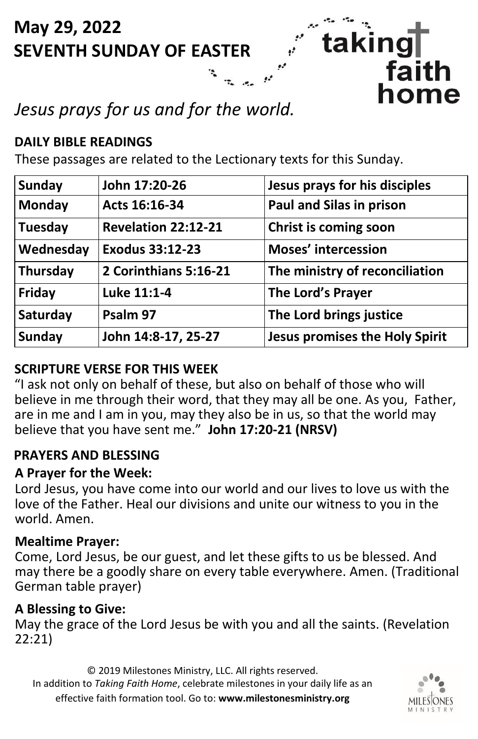# May 29, 2022
# SEVENTH SUNDAY OF EASTER

taking faith home

*Jesus prays for us and for the world.*

## DAILY BIBLE READINGS

These passages are related to the Lectionary texts for this Sunday.

| Sunday | John 17:20-26 | Jesus prays for his disciples |
|---|---|---|
| Monday | Acts 16:16-34 | Paul and Silas in prison |
| Tuesday | Revelation 22:12-21 | Christ is coming soon |
| Wednesday | Exodus 33:12-23 | Moses' intercession |
| Thursday | 2 Corinthians 5:16-21 | The ministry of reconciliation |
| Friday | Luke 11:1-4 | The Lord's Prayer |
| Saturday | Psalm 97 | The Lord brings justice |
| Sunday | John 14:8-17, 25-27 | Jesus promises the Holy Spirit |

## SCRIPTURE VERSE FOR THIS WEEK

"I ask not only on behalf of these, but also on behalf of those who will believe in me through their word, that they may all be one. As you, Father, are in me and I am in you, may they also be in us, so that the world may believe that you have sent me." **John 17:20-21 (NRSV)**

## PRAYERS AND BLESSING

### A Prayer for the Week:

Lord Jesus, you have come into our world and our lives to love us with the love of the Father. Heal our divisions and unite our witness to you in the world. Amen.

### Mealtime Prayer:

Come, Lord Jesus, be our guest, and let these gifts to us be blessed. And may there be a goodly share on every table everywhere. Amen. (Traditional German table prayer)

### A Blessing to Give:

May the grace of the Lord Jesus be with you and all the saints. (Revelation 22:21)

© 2019 Milestones Ministry, LLC. All rights reserved.
In addition to *Taking Faith Home*, celebrate milestones in your daily life as an effective faith formation tool. Go to: **www.milestonesministry.org**

MILESTONES MINISTRY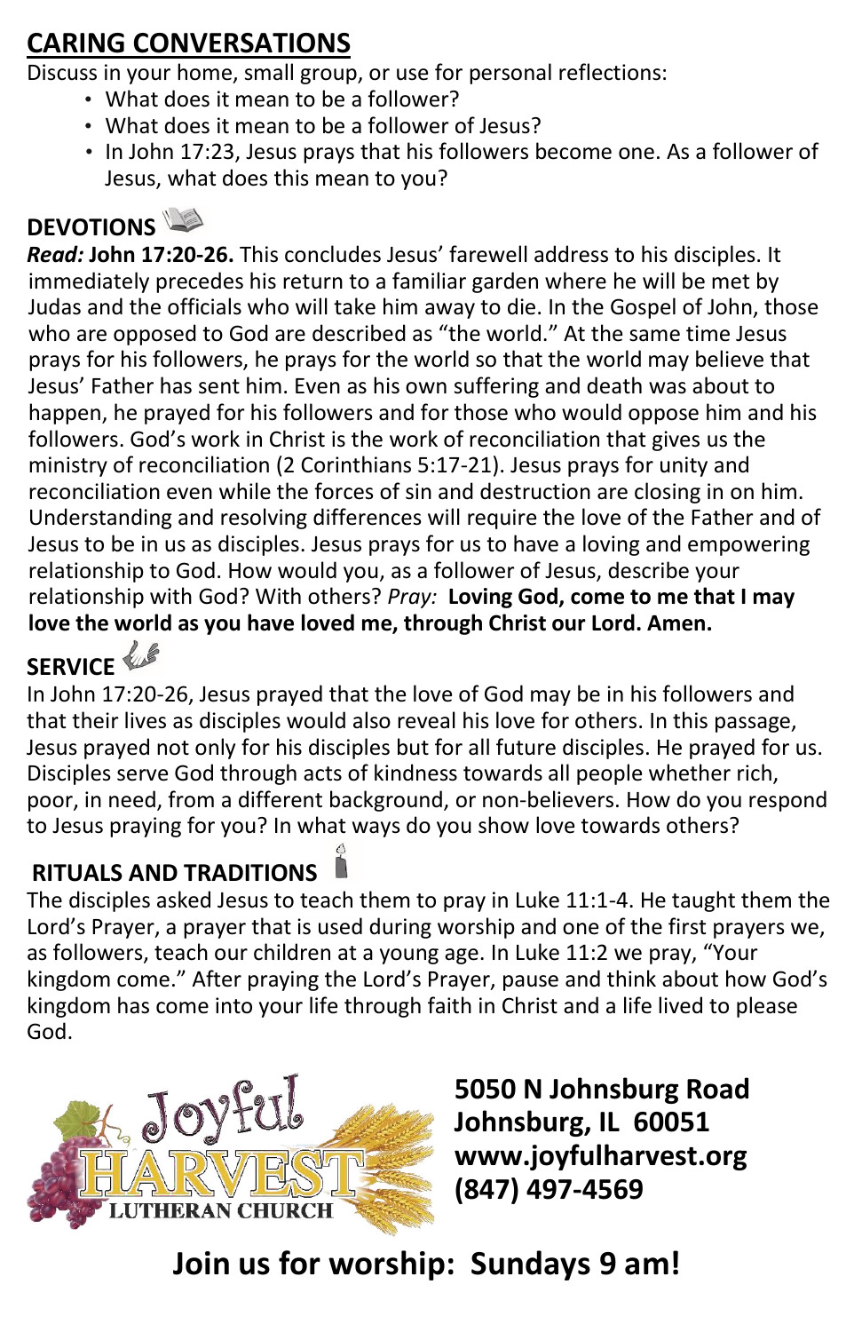## CARING CONVERSATIONS

Discuss in your home, small group, or use for personal reflections:

- What does it mean to be a follower?
- What does it mean to be a follower of Jesus?
- In John 17:23, Jesus prays that his followers become one. As a follower of Jesus, what does this mean to you?

## DEVOTIONS

***Read:*** **John 17:20-26.** This concludes Jesus' farewell address to his disciples. It immediately precedes his return to a familiar garden where he will be met by Judas and the officials who will take him away to die. In the Gospel of John, those who are opposed to God are described as "the world." At the same time Jesus prays for his followers, he prays for the world so that the world may believe that Jesus' Father has sent him. Even as his own suffering and death was about to happen, he prayed for his followers and for those who would oppose him and his followers. God's work in Christ is the work of reconciliation that gives us the ministry of reconciliation (2 Corinthians 5:17-21). Jesus prays for unity and reconciliation even while the forces of sin and destruction are closing in on him. Understanding and resolving differences will require the love of the Father and of Jesus to be in us as disciples. Jesus prays for us to have a loving and empowering relationship to God. How would you, as a follower of Jesus, describe your relationship with God? With others? *Pray:* **Loving God, come to me that I may love the world as you have loved me, through Christ our Lord. Amen.**

## SERVICE

In John 17:20-26, Jesus prayed that the love of God may be in his followers and that their lives as disciples would also reveal his love for others. In this passage, Jesus prayed not only for his disciples but for all future disciples. He prayed for us. Disciples serve God through acts of kindness towards all people whether rich, poor, in need, from a different background, or non-believers. How do you respond to Jesus praying for you? In what ways do you show love towards others?

## RITUALS AND TRADITIONS

The disciples asked Jesus to teach them to pray in Luke 11:1-4. He taught them the Lord's Prayer, a prayer that is used during worship and one of the first prayers we, as followers, teach our children at a young age. In Luke 11:2 we pray, "Your kingdom come." After praying the Lord's Prayer, pause and think about how God's kingdom has come into your life through faith in Christ and a life lived to please God.

Joyful HARVEST LUTHERAN CHURCH

**5050 N Johnsburg Road**
**Johnsburg, IL 60051**
**www.joyfulharvest.org**
**(847) 497-4569**

**Join us for worship: Sundays 9 am!**